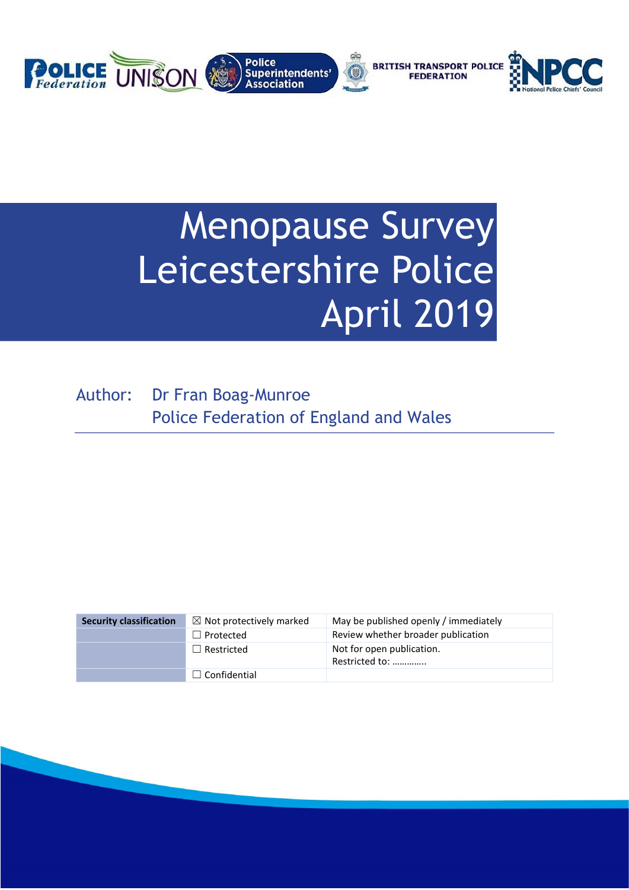# Menopause Survey Leicestershire Police April 2019

Author: Dr Fran Boag-Munroe
Police Federation of England and Wales

| | | |
|---|---|---|
| **Security classification** | ☒ Not protectively marked | May be published openly / immediately |
| | ☐ Protected | Review whether broader publication |
| | ☐ Restricted | Not for open publication. Restricted to: ………….. |
| | ☐ Confidential | |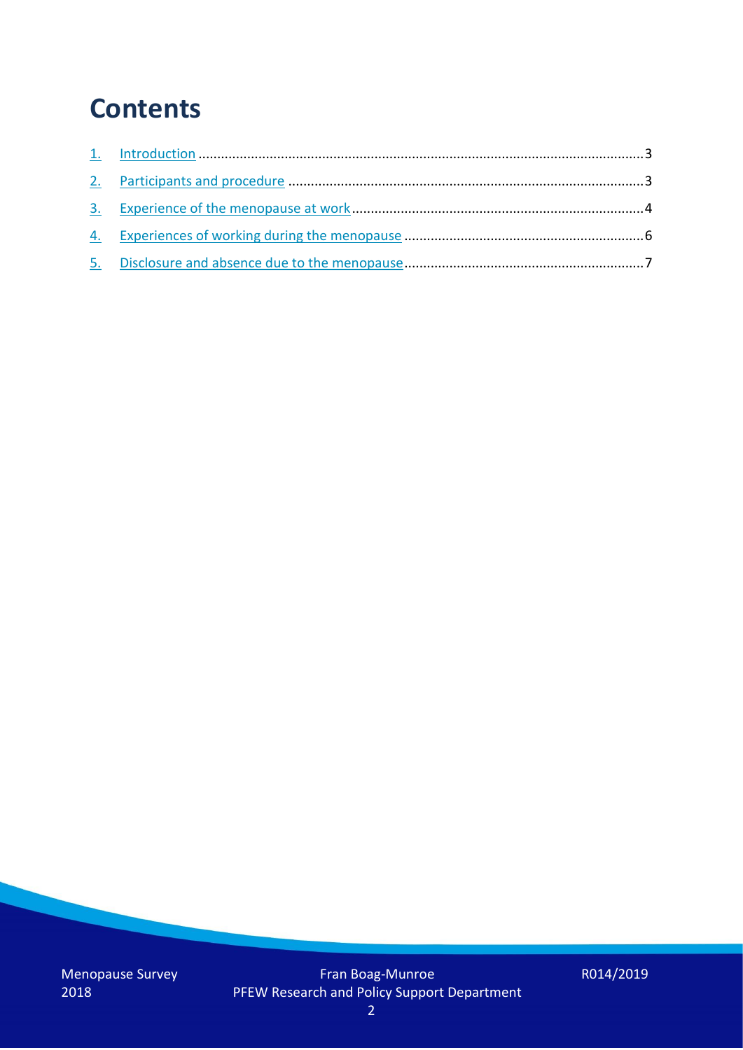# Contents

1. Introduction .......................................................................................................................3
2. Participants and procedure ..............................................................................................3
3. Experience of the menopause at work ..............................................................................4
4. Experiences of working during the menopause ................................................................6
5. Disclosure and absence due to the menopause ................................................................7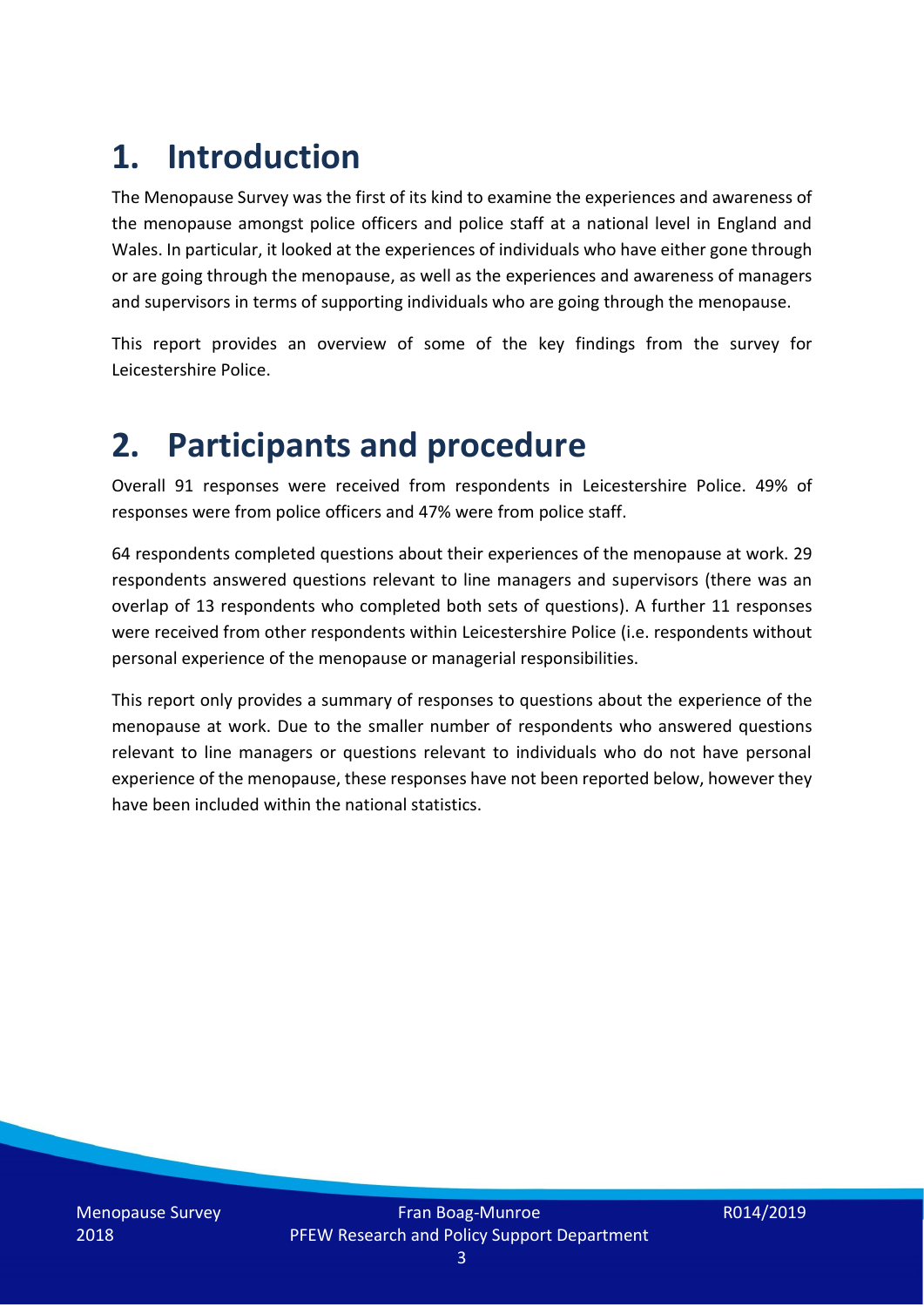# 1. Introduction

The Menopause Survey was the first of its kind to examine the experiences and awareness of the menopause amongst police officers and police staff at a national level in England and Wales. In particular, it looked at the experiences of individuals who have either gone through or are going through the menopause, as well as the experiences and awareness of managers and supervisors in terms of supporting individuals who are going through the menopause.

This report provides an overview of some of the key findings from the survey for Leicestershire Police.

# 2. Participants and procedure

Overall 91 responses were received from respondents in Leicestershire Police. 49% of responses were from police officers and 47% were from police staff.

64 respondents completed questions about their experiences of the menopause at work. 29 respondents answered questions relevant to line managers and supervisors (there was an overlap of 13 respondents who completed both sets of questions). A further 11 responses were received from other respondents within Leicestershire Police (i.e. respondents without personal experience of the menopause or managerial responsibilities.

This report only provides a summary of responses to questions about the experience of the menopause at work. Due to the smaller number of respondents who answered questions relevant to line managers or questions relevant to individuals who do not have personal experience of the menopause, these responses have not been reported below, however they have been included within the national statistics.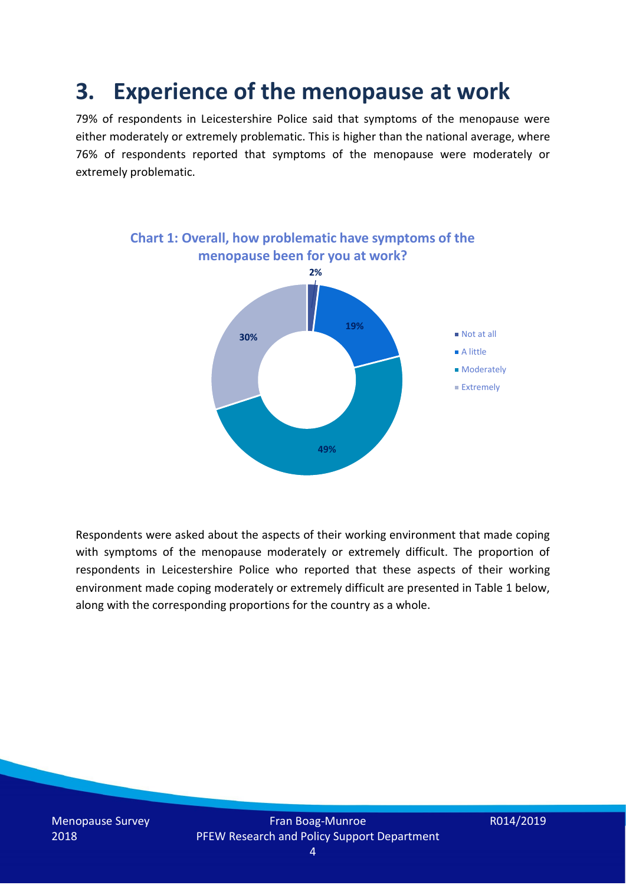# 3. Experience of the menopause at work

79% of respondents in Leicestershire Police said that symptoms of the menopause were either moderately or extremely problematic. This is higher than the national average, where 76% of respondents reported that symptoms of the menopause were moderately or extremely problematic.

**Chart 1: Overall, how problematic have symptoms of the menopause been for you at work?**

2%
19%
49%
30%

Not at all
A little
Moderately
Extremely

Respondents were asked about the aspects of their working environment that made coping with symptoms of the menopause moderately or extremely difficult. The proportion of respondents in Leicestershire Police who reported that these aspects of their working environment made coping moderately or extremely difficult are presented in Table 1 below, along with the corresponding proportions for the country as a whole.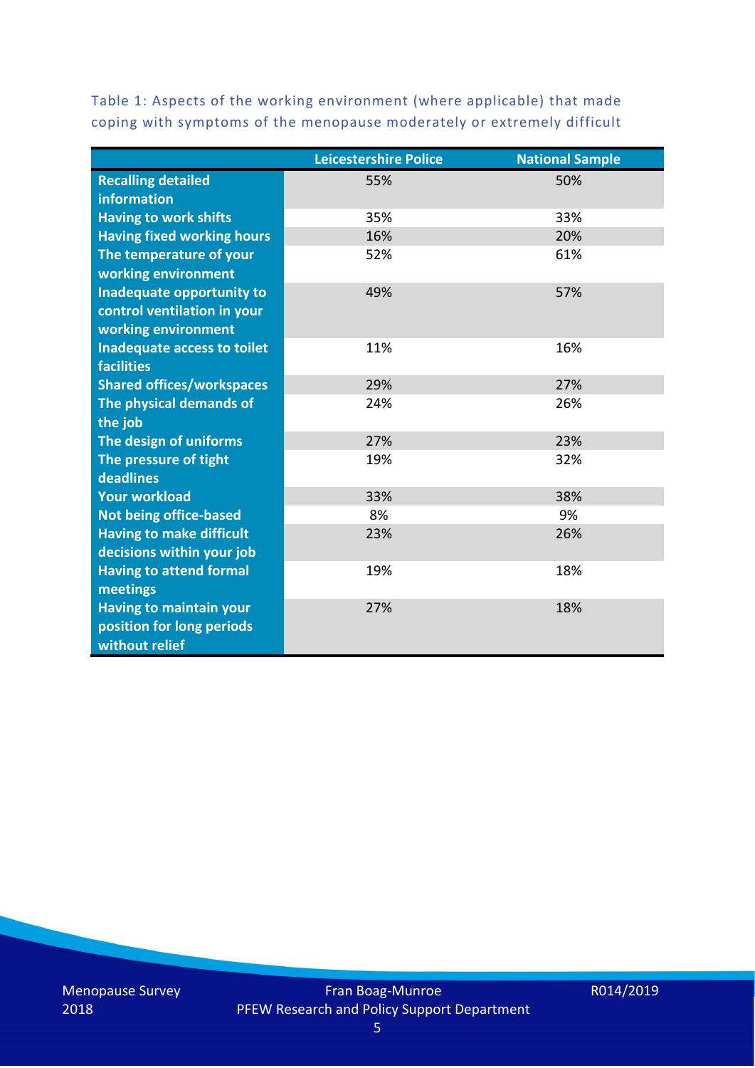Table 1: Aspects of the working environment (where applicable) that made coping with symptoms of the menopause moderately or extremely difficult

| | Leicestershire Police | National Sample |
|---|---|---|
| **Recalling detailed information** | 55% | 50% |
| **Having to work shifts** | 35% | 33% |
| **Having fixed working hours** | 16% | 20% |
| **The temperature of your working environment** | 52% | 61% |
| **Inadequate opportunity to control ventilation in your working environment** | 49% | 57% |
| **Inadequate access to toilet facilities** | 11% | 16% |
| **Shared offices/workspaces** | 29% | 27% |
| **The physical demands of the job** | 24% | 26% |
| **The design of uniforms** | 27% | 23% |
| **The pressure of tight deadlines** | 19% | 32% |
| **Your workload** | 33% | 38% |
| **Not being office-based** | 8% | 9% |
| **Having to make difficult decisions within your job** | 23% | 26% |
| **Having to attend formal meetings** | 19% | 18% |
| **Having to maintain your position for long periods without relief** | 27% | 18% |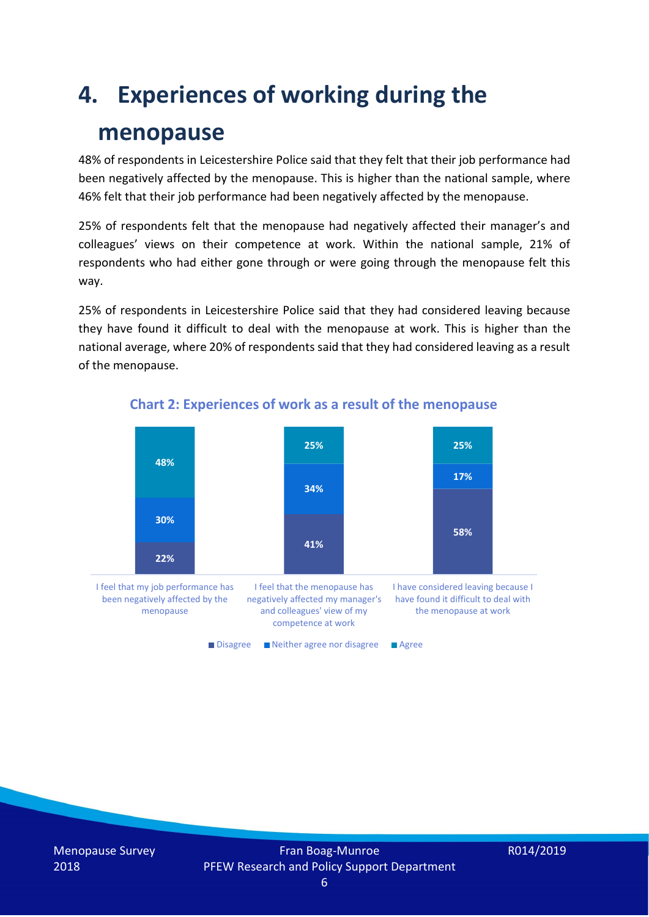# 4. Experiences of working during the menopause

48% of respondents in Leicestershire Police said that they felt that their job performance had been negatively affected by the menopause. This is higher than the national sample, where 46% felt that their job performance had been negatively affected by the menopause.

25% of respondents felt that the menopause had negatively affected their manager's and colleagues' views on their competence at work. Within the national sample, 21% of respondents who had either gone through or were going through the menopause felt this way.

25% of respondents in Leicestershire Police said that they had considered leaving because they have found it difficult to deal with the menopause at work. This is higher than the national average, where 20% of respondents said that they had considered leaving as a result of the menopause.

**Chart 2: Experiences of work as a result of the menopause**

I feel that my job performance has been negatively affected by the menopause
48%
30%
22%

I feel that the menopause has negatively affected my manager's and colleagues' view of my competence at work
25%
34%
41%

I have considered leaving because I have found it difficult to deal with the menopause at work
25%
17%
58%

Disagree
Neither agree nor disagree
Agree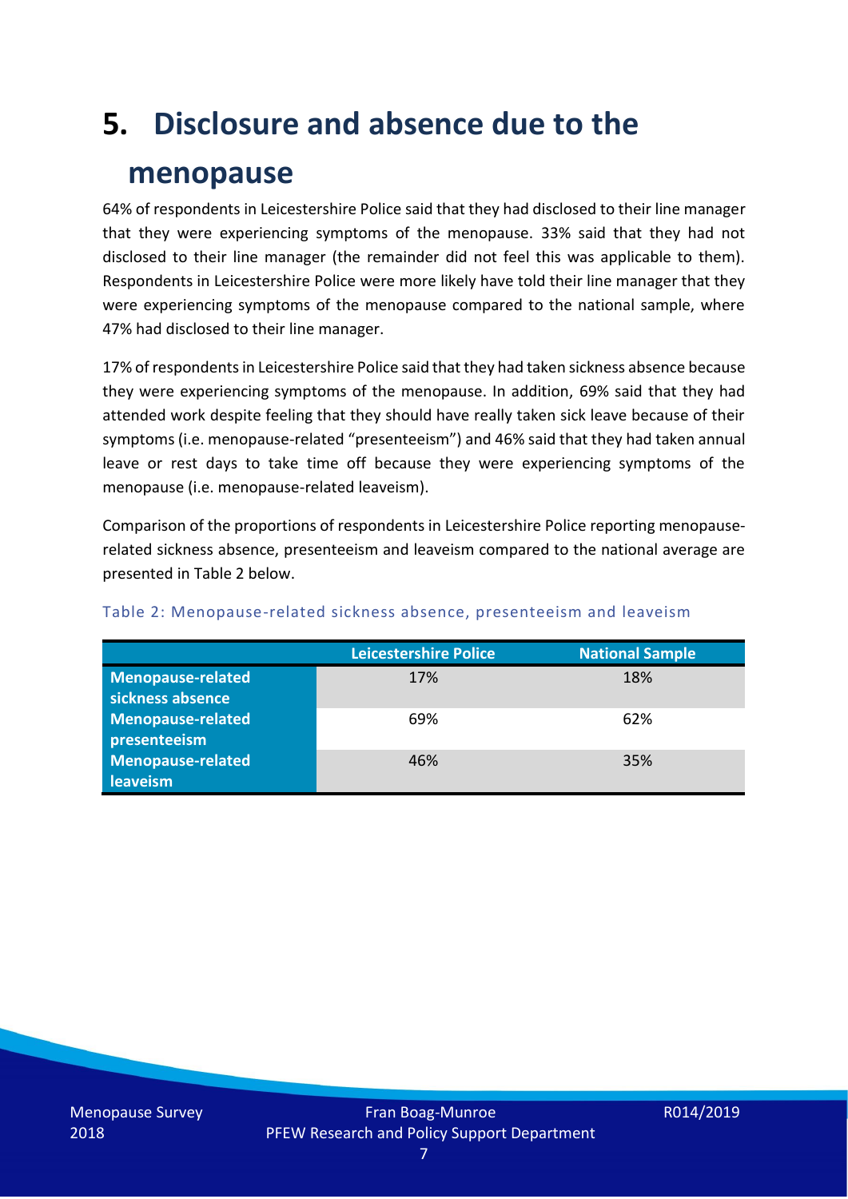# 5. Disclosure and absence due to the menopause

64% of respondents in Leicestershire Police said that they had disclosed to their line manager that they were experiencing symptoms of the menopause. 33% said that they had not disclosed to their line manager (the remainder did not feel this was applicable to them). Respondents in Leicestershire Police were more likely have told their line manager that they were experiencing symptoms of the menopause compared to the national sample, where 47% had disclosed to their line manager.

17% of respondents in Leicestershire Police said that they had taken sickness absence because they were experiencing symptoms of the menopause. In addition, 69% said that they had attended work despite feeling that they should have really taken sick leave because of their symptoms (i.e. menopause-related "presenteeism") and 46% said that they had taken annual leave or rest days to take time off because they were experiencing symptoms of the menopause (i.e. menopause-related leaveism).

Comparison of the proportions of respondents in Leicestershire Police reporting menopause-related sickness absence, presenteeism and leaveism compared to the national average are presented in Table 2 below.

Table 2: Menopause-related sickness absence, presenteeism and leaveism

| | Leicestershire Police | National Sample |
|---|---|---|
| **Menopause-related sickness absence** | 17% | 18% |
| **Menopause-related presenteeism** | 69% | 62% |
| **Menopause-related leaveism** | 46% | 35% |